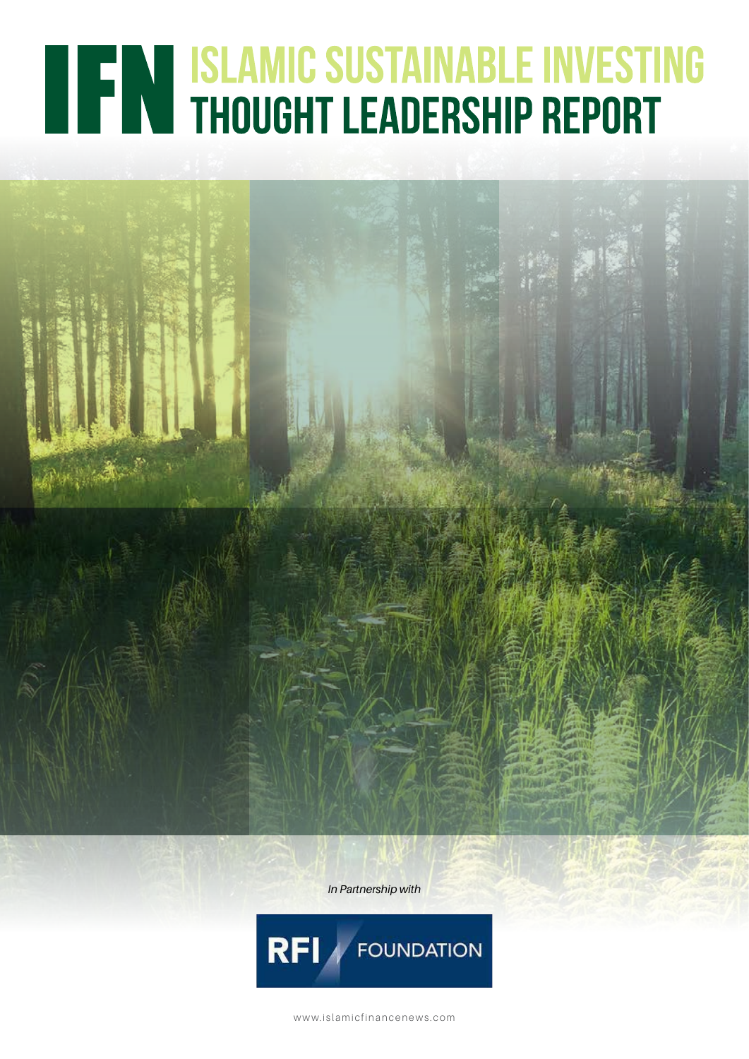# IFN ISLAMIC SUSTAINABLE INVESTING THOUGHT LEADERSHIP REPORT

*In Partnership with*

RFI FOUNDATION

www.islamicfinancenews.com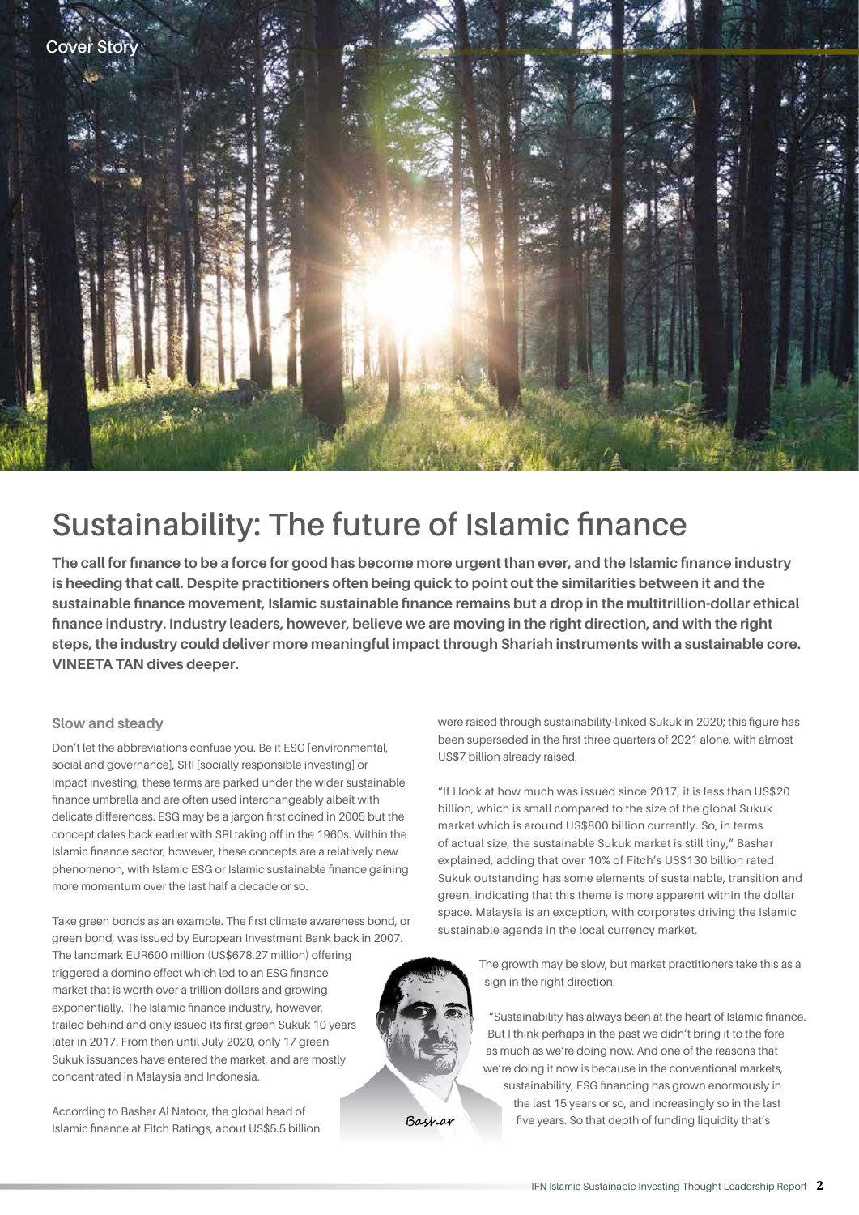Cover Story

# Sustainability: The future of Islamic finance

**The call for finance to be a force for good has become more urgent than ever, and the Islamic finance industry is heeding that call. Despite practitioners often being quick to point out the similarities between it and the sustainable finance movement, Islamic sustainable finance remains but a drop in the multitrillion-dollar ethical finance industry. Industry leaders, however, believe we are moving in the right direction, and with the right steps, the industry could deliver more meaningful impact through Shariah instruments with a sustainable core. VINEETA TAN dives deeper.**

## Slow and steady

Don't let the abbreviations confuse you. Be it ESG [environmental, social and governance], SRI [socially responsible investing] or impact investing, these terms are parked under the wider sustainable finance umbrella and are often used interchangeably albeit with delicate differences. ESG may be a jargon first coined in 2005 but the concept dates back earlier with SRI taking off in the 1960s. Within the Islamic finance sector, however, these concepts are a relatively new phenomenon, with Islamic ESG or Islamic sustainable finance gaining more momentum over the last half a decade or so.

Take green bonds as an example. The first climate awareness bond, or green bond, was issued by European Investment Bank back in 2007. The landmark EUR600 million (US$678.27 million) offering triggered a domino effect which led to an ESG finance market that is worth over a trillion dollars and growing exponentially. The Islamic finance industry, however, trailed behind and only issued its first green Sukuk 10 years later in 2017. From then until July 2020, only 17 green Sukuk issuances have entered the market, and are mostly concentrated in Malaysia and Indonesia.

According to Bashar Al Natoor, the global head of Islamic finance at Fitch Ratings, about US$5.5 billion were raised through sustainability-linked Sukuk in 2020; this figure has been superseded in the first three quarters of 2021 alone, with almost US$7 billion already raised.

"If I look at how much was issued since 2017, it is less than US$20 billion, which is small compared to the size of the global Sukuk market which is around US$800 billion currently. So, in terms of actual size, the sustainable Sukuk market is still tiny," Bashar explained, adding that over 10% of Fitch's US$130 billion rated Sukuk outstanding has some elements of sustainable, transition and green, indicating that this theme is more apparent within the dollar space. Malaysia is an exception, with corporates driving the Islamic sustainable agenda in the local currency market.

Bashar

The growth may be slow, but market practitioners take this as a sign in the right direction.

"Sustainability has always been at the heart of Islamic finance. But I think perhaps in the past we didn't bring it to the fore as much as we're doing now. And one of the reasons that we're doing it now is because in the conventional markets, sustainability, ESG financing has grown enormously in the last 15 years or so, and increasingly so in the last five years. So that depth of funding liquidity that's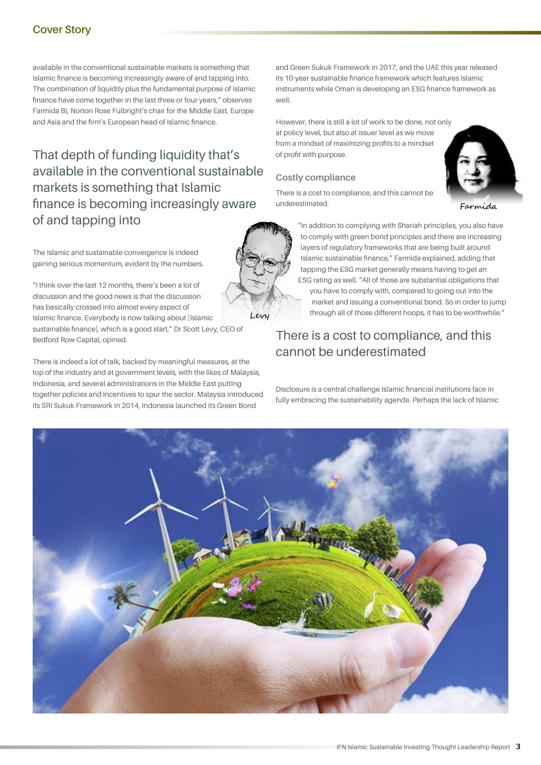available in the conventional sustainable markets is something that Islamic finance is becoming increasingly aware of and tapping into. The combination of liquidity plus the fundamental purpose of Islamic finance have come together in the last three or four years," observes Farmida Bi, Norton Rose Fulbright's chair for the Middle East, Europe and Asia and the firm's European head of Islamic finance.

> That depth of funding liquidity that's available in the conventional sustainable markets is something that Islamic finance is becoming increasingly aware of and tapping into

The Islamic and sustainable convergence is indeed gaining serious momentum, evident by the numbers.

"I think over the last 12 months, there's been a lot of discussion and the good news is that the discussion has basically crossed into almost every aspect of Islamic finance. Everybody is now talking about [Islamic sustainable finance], which is a good start," Dr Scott Levy, CEO of Bedford Row Capital, opined.

There is indeed a lot of talk, backed by meaningful measures, at the top of the industry and at government levels, with the likes of Malaysia, Indonesia, and several administrations in the Middle East putting together policies and incentives to spur the sector. Malaysia introduced its SRI Sukuk Framework in 2014, Indonesia launched its Green Bond and Green Sukuk Framework in 2017, and the UAE this year released its 10-year sustainable finance framework which features Islamic instruments while Oman is developing an ESG finance framework as well.

However, there is still a lot of work to be done, not only at policy level, but also at issuer level as we move from a mindset of maximizing profits to a mindset of profit with purpose.

### Costly compliance

There is a cost to compliance, and this cannot be underestimated.

"In addition to complying with Shariah principles, you also have to comply with green bond principles and there are increasing layers of regulatory frameworks that are being built around Islamic sustainable finance," Farmida explained, adding that tapping the ESG market generally means having to get an ESG rating as well. "All of those are substantial obligations that you have to comply with, compared to going out into the market and issuing a conventional bond. So in order to jump through all of those different hoops, it has to be worthwhile."

> There is a cost to compliance, and this cannot be underestimated

Disclosure is a central challenge Islamic financial institutions face in fully embracing the sustainability agenda. Perhaps the lack of Islamic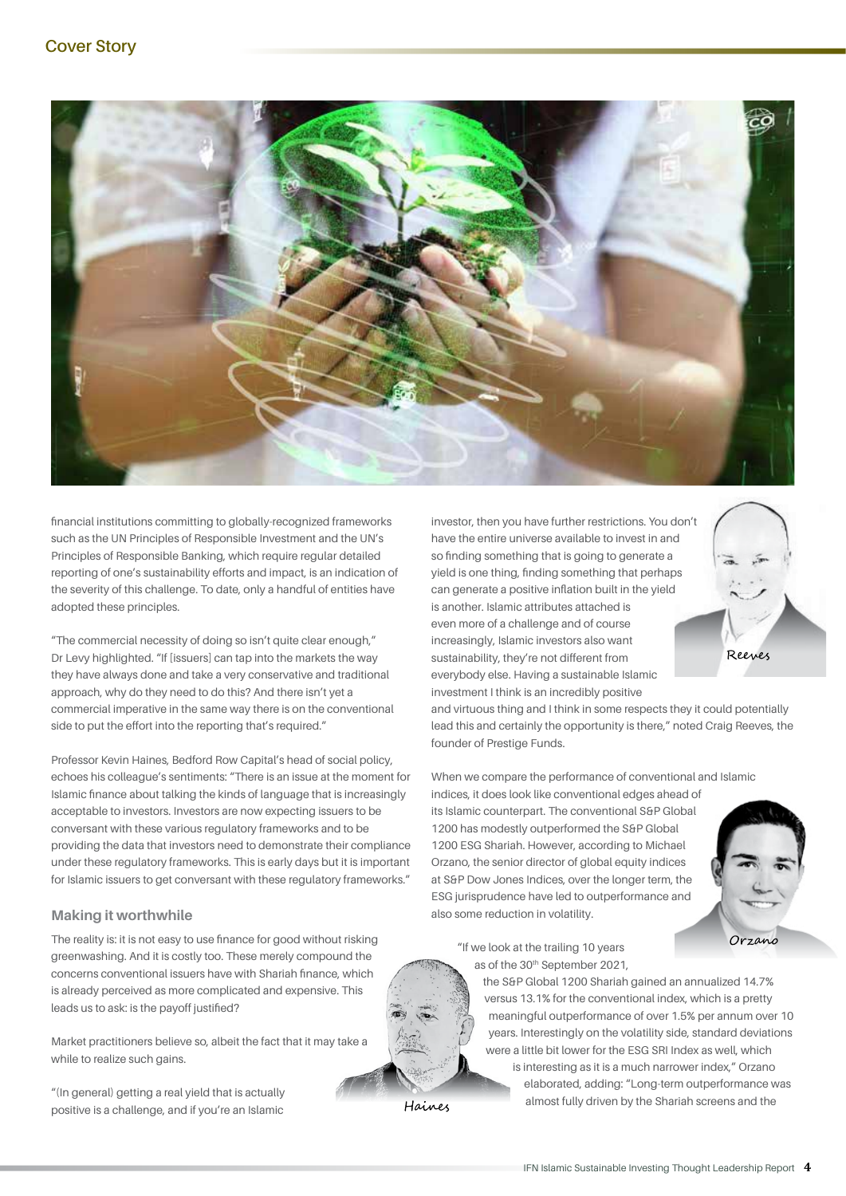financial institutions committing to globally-recognized frameworks such as the UN Principles of Responsible Investment and the UN's Principles of Responsible Banking, which require regular detailed reporting of one's sustainability efforts and impact, is an indication of the severity of this challenge. To date, only a handful of entities have adopted these principles.

"The commercial necessity of doing so isn't quite clear enough," Dr Levy highlighted. "If [issuers] can tap into the markets the way they have always done and take a very conservative and traditional approach, why do they need to do this? And there isn't yet a commercial imperative in the same way there is on the conventional side to put the effort into the reporting that's required."

Professor Kevin Haines, Bedford Row Capital's head of social policy, echoes his colleague's sentiments: "There is an issue at the moment for Islamic finance about talking the kinds of language that is increasingly acceptable to investors. Investors are now expecting issuers to be conversant with these various regulatory frameworks and to be providing the data that investors need to demonstrate their compliance under these regulatory frameworks. This is early days but it is important for Islamic issuers to get conversant with these regulatory frameworks."

### Making it worthwhile

The reality is: it is not easy to use finance for good without risking greenwashing. And it is costly too. These merely compound the concerns conventional issuers have with Shariah finance, which is already perceived as more complicated and expensive. This leads us to ask: is the payoff justified?

Market practitioners believe so, albeit the fact that it may take a while to realize such gains.

"(In general) getting a real yield that is actually positive is a challenge, and if you're an Islamic investor, then you have further restrictions. You don't have the entire universe available to invest in and so finding something that is going to generate a yield is one thing, finding something that perhaps can generate a positive inflation built in the yield is another. Islamic attributes attached is even more of a challenge and of course increasingly, Islamic investors also want sustainability, they're not different from everybody else. Having a sustainable Islamic investment I think is an incredibly positive and virtuous thing and I think in some respects they it could potentially lead this and certainly the opportunity is there," noted Craig Reeves, the founder of Prestige Funds.

Haines

Reeves

When we compare the performance of conventional and Islamic indices, it does look like conventional edges ahead of its Islamic counterpart. The conventional S&P Global 1200 has modestly outperformed the S&P Global 1200 ESG Shariah. However, according to Michael Orzano, the senior director of global equity indices at S&P Dow Jones Indices, over the longer term, the ESG jurisprudence have led to outperformance and also some reduction in volatility.

Orzano

"If we look at the trailing 10 years as of the 30th September 2021, the S&P Global 1200 Shariah gained an annualized 14.7% versus 13.1% for the conventional index, which is a pretty meaningful outperformance of over 1.5% per annum over 10 years. Interestingly on the volatility side, standard deviations were a little bit lower for the ESG SRI Index as well, which is interesting as it is a much narrower index," Orzano elaborated, adding: "Long-term outperformance was almost fully driven by the Shariah screens and the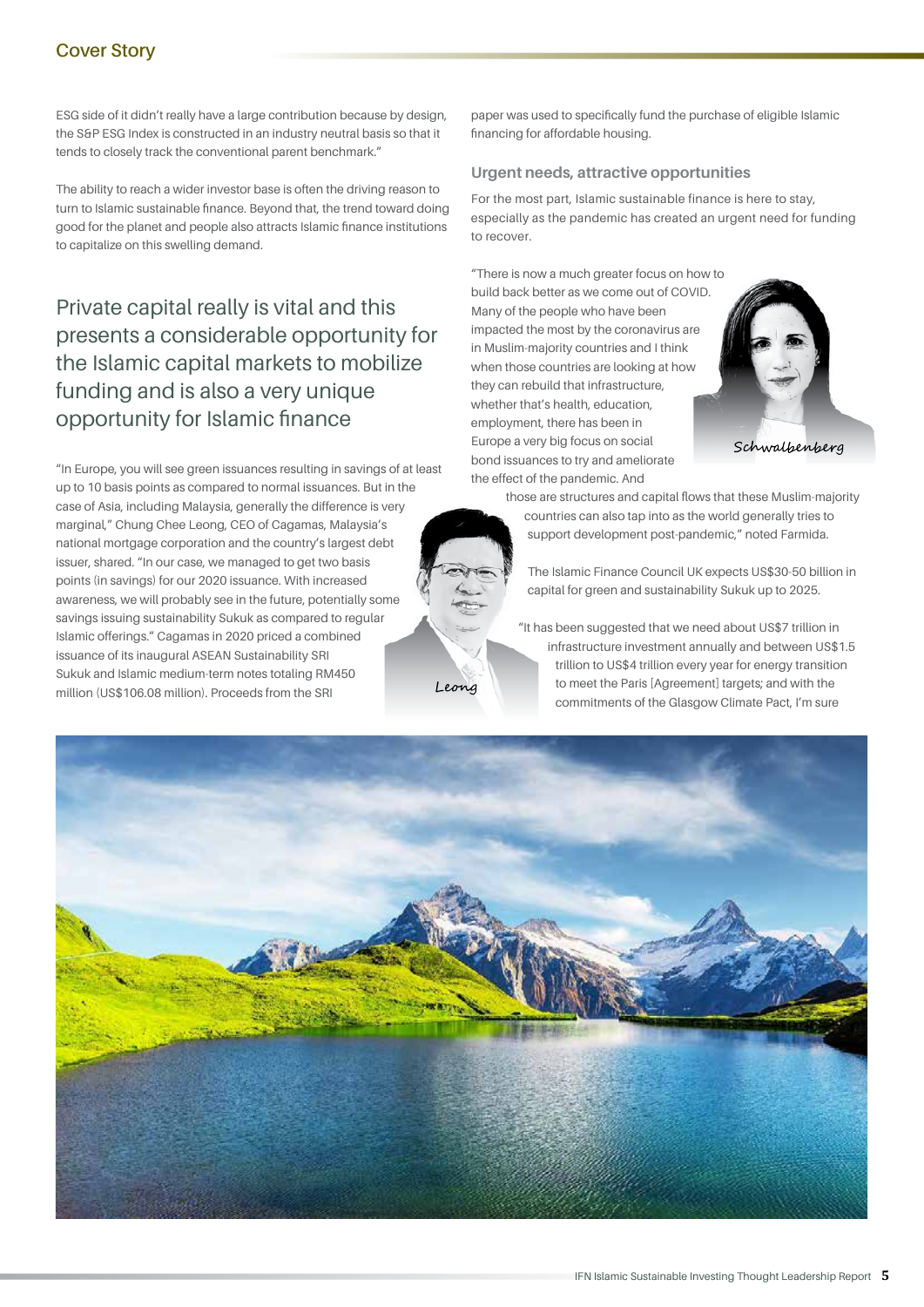ESG side of it didn't really have a large contribution because by design, the S&P ESG Index is constructed in an industry neutral basis so that it tends to closely track the conventional parent benchmark."

The ability to reach a wider investor base is often the driving reason to turn to Islamic sustainable finance. Beyond that, the trend toward doing good for the planet and people also attracts Islamic finance institutions to capitalize on this swelling demand.

> Private capital really is vital and this presents a considerable opportunity for the Islamic capital markets to mobilize funding and is also a very unique opportunity for Islamic finance

"In Europe, you will see green issuances resulting in savings of at least up to 10 basis points as compared to normal issuances. But in the case of Asia, including Malaysia, generally the difference is very marginal," Chung Chee Leong, CEO of Cagamas, Malaysia's national mortgage corporation and the country's largest debt issuer, shared. "In our case, we managed to get two basis points (in savings) for our 2020 issuance. With increased awareness, we will probably see in the future, potentially some savings issuing sustainability Sukuk as compared to regular Islamic offerings." Cagamas in 2020 priced a combined issuance of its inaugural ASEAN Sustainability SRI Sukuk and Islamic medium-term notes totaling RM450 million (US$106.08 million). Proceeds from the SRI paper was used to specifically fund the purchase of eligible Islamic financing for affordable housing.

Leong

## Urgent needs, attractive opportunities

For the most part, Islamic sustainable finance is here to stay, especially as the pandemic has created an urgent need for funding to recover.

"There is now a much greater focus on how to build back better as we come out of COVID. Many of the people who have been impacted the most by the coronavirus are in Muslim-majority countries and I think when those countries are looking at how they can rebuild that infrastructure, whether that's health, education, employment, there has been in Europe a very big focus on social bond issuances to try and ameliorate the effect of the pandemic. And those are structures and capital flows that these Muslim-majority countries can also tap into as the world generally tries to support development post-pandemic," noted Farmida.

Schwalbenberg

The Islamic Finance Council UK expects US$30-50 billion in capital for green and sustainability Sukuk up to 2025.

"It has been suggested that we need about US$7 trillion in infrastructure investment annually and between US$1.5 trillion to US$4 trillion every year for energy transition to meet the Paris [Agreement] targets; and with the commitments of the Glasgow Climate Pact, I'm sure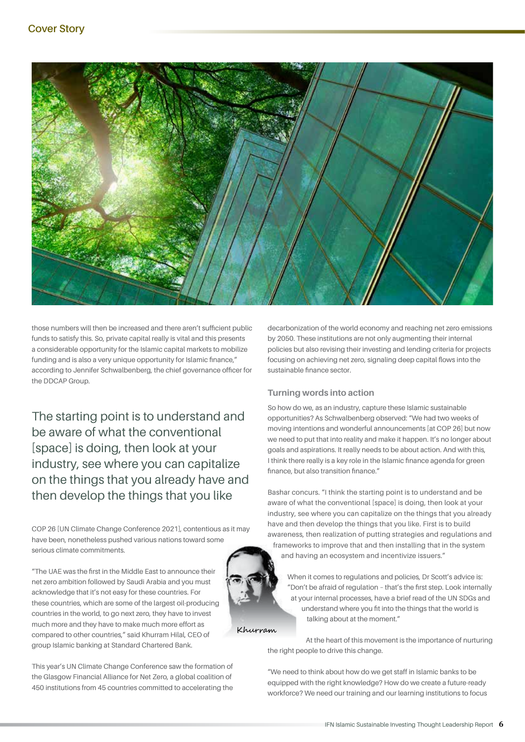those numbers will then be increased and there aren't sufficient public funds to satisfy this. So, private capital really is vital and this presents a considerable opportunity for the Islamic capital markets to mobilize funding and is also a very unique opportunity for Islamic finance," according to Jennifer Schwalbenberg, the chief governance officer for the DDCAP Group.

> The starting point is to understand and be aware of what the conventional [space] is doing, then look at your industry, see where you can capitalize on the things that you already have and then develop the things that you like

COP 26 [UN Climate Change Conference 2021], contentious as it may have been, nonetheless pushed various nations toward some serious climate commitments.

"The UAE was the first in the Middle East to announce their net zero ambition followed by Saudi Arabia and you must acknowledge that it's not easy for these countries. For these countries, which are some of the largest oil-producing countries in the world, to go next zero, they have to invest much more and they have to make much more effort as compared to other countries," said Khurram Hilal, CEO of group Islamic banking at Standard Chartered Bank.

Khurram

This year's UN Climate Change Conference saw the formation of the Glasgow Financial Alliance for Net Zero, a global coalition of 450 institutions from 45 countries committed to accelerating the decarbonization of the world economy and reaching net zero emissions by 2050. These institutions are not only augmenting their internal policies but also revising their investing and lending criteria for projects focusing on achieving net zero, signaling deep capital flows into the sustainable finance sector.

### Turning words into action

So how do we, as an industry, capture these Islamic sustainable opportunities? As Schwalbenberg observed: "We had two weeks of moving intentions and wonderful announcements [at COP 26] but now we need to put that into reality and make it happen. It's no longer about goals and aspirations. It really needs to be about action. And with this, I think there really is a key role in the Islamic finance agenda for green finance, but also transition finance."

Bashar concurs. "I think the starting point is to understand and be aware of what the conventional [space] is doing, then look at your industry, see where you can capitalize on the things that you already have and then develop the things that you like. First is to build awareness, then realization of putting strategies and regulations and frameworks to improve that and then installing that in the system and having an ecosystem and incentivize issuers."

When it comes to regulations and policies, Dr Scott's advice is: "Don't be afraid of regulation – that's the first step. Look internally at your internal processes, have a brief read of the UN SDGs and understand where you fit into the things that the world is talking about at the moment."

At the heart of this movement is the importance of nurturing the right people to drive this change.

"We need to think about how do we get staff in Islamic banks to be equipped with the right knowledge? How do we create a future-ready workforce? We need our training and our learning institutions to focus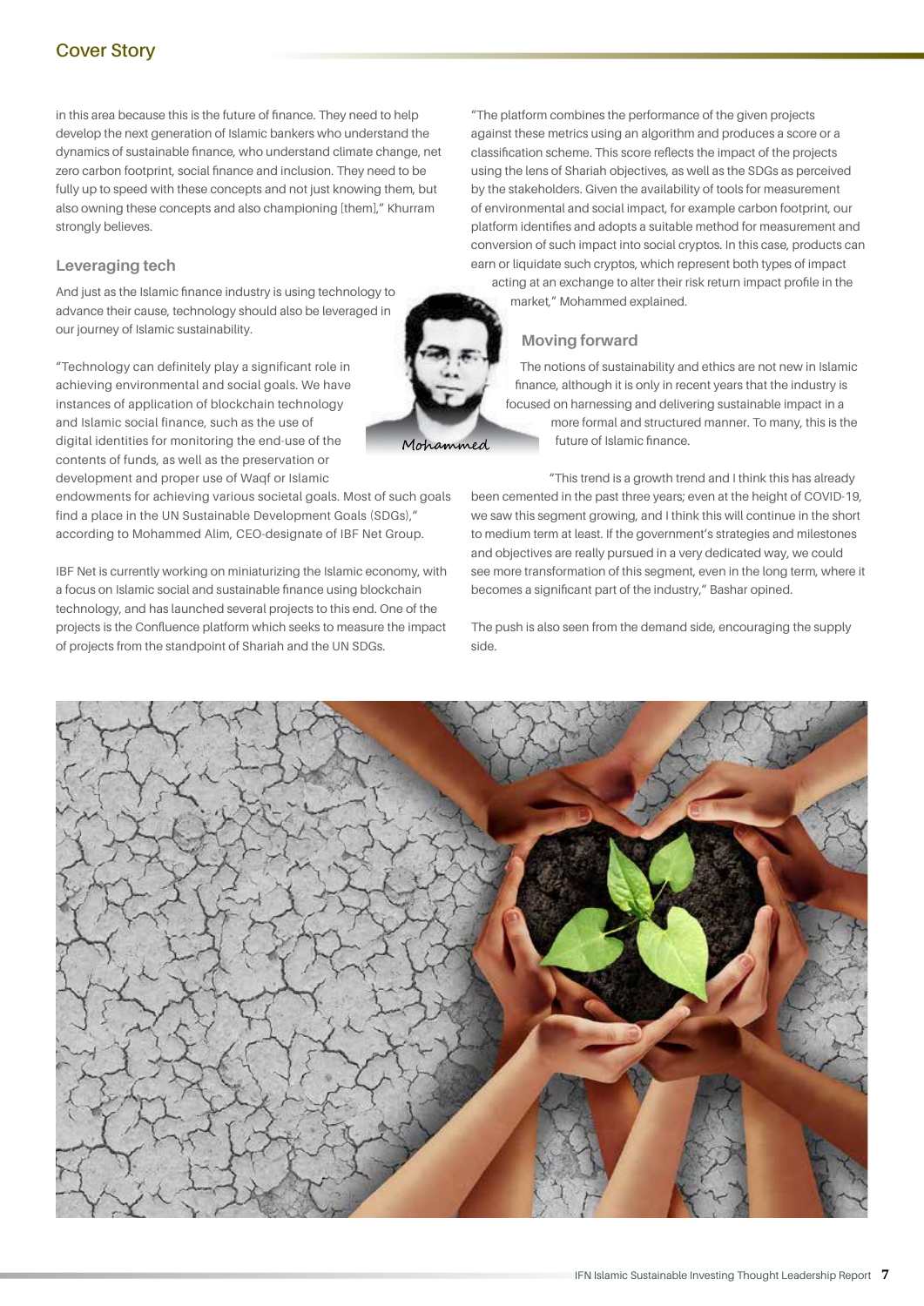in this area because this is the future of finance. They need to help develop the next generation of Islamic bankers who understand the dynamics of sustainable finance, who understand climate change, net zero carbon footprint, social finance and inclusion. They need to be fully up to speed with these concepts and not just knowing them, but also owning these concepts and also championing [them]," Khurram strongly believes.

## Leveraging tech

And just as the Islamic finance industry is using technology to advance their cause, technology should also be leveraged in our journey of Islamic sustainability.

"Technology can definitely play a significant role in achieving environmental and social goals. We have instances of application of blockchain technology and Islamic social finance, such as the use of digital identities for monitoring the end-use of the contents of funds, as well as the preservation or development and proper use of Waqf or Islamic endowments for achieving various societal goals. Most of such goals find a place in the UN Sustainable Development Goals (SDGs)," according to Mohammed Alim, CEO-designate of IBF Net Group.

Mohammed

IBF Net is currently working on miniaturizing the Islamic economy, with a focus on Islamic social and sustainable finance using blockchain technology, and has launched several projects to this end. One of the projects is the Confluence platform which seeks to measure the impact of projects from the standpoint of Shariah and the UN SDGs.

"The platform combines the performance of the given projects against these metrics using an algorithm and produces a score or a classification scheme. This score reflects the impact of the projects using the lens of Shariah objectives, as well as the SDGs as perceived by the stakeholders. Given the availability of tools for measurement of environmental and social impact, for example carbon footprint, our platform identifies and adopts a suitable method for measurement and conversion of such impact into social cryptos. In this case, products can earn or liquidate such cryptos, which represent both types of impact acting at an exchange to alter their risk return impact profile in the market," Mohammed explained.

## Moving forward

The notions of sustainability and ethics are not new in Islamic finance, although it is only in recent years that the industry is focused on harnessing and delivering sustainable impact in a more formal and structured manner. To many, this is the future of Islamic finance.

"This trend is a growth trend and I think this has already been cemented in the past three years; even at the height of COVID-19, we saw this segment growing, and I think this will continue in the short to medium term at least. If the government's strategies and milestones and objectives are really pursued in a very dedicated way, we could see more transformation of this segment, even in the long term, where it becomes a significant part of the industry," Bashar opined.

The push is also seen from the demand side, encouraging the supply side.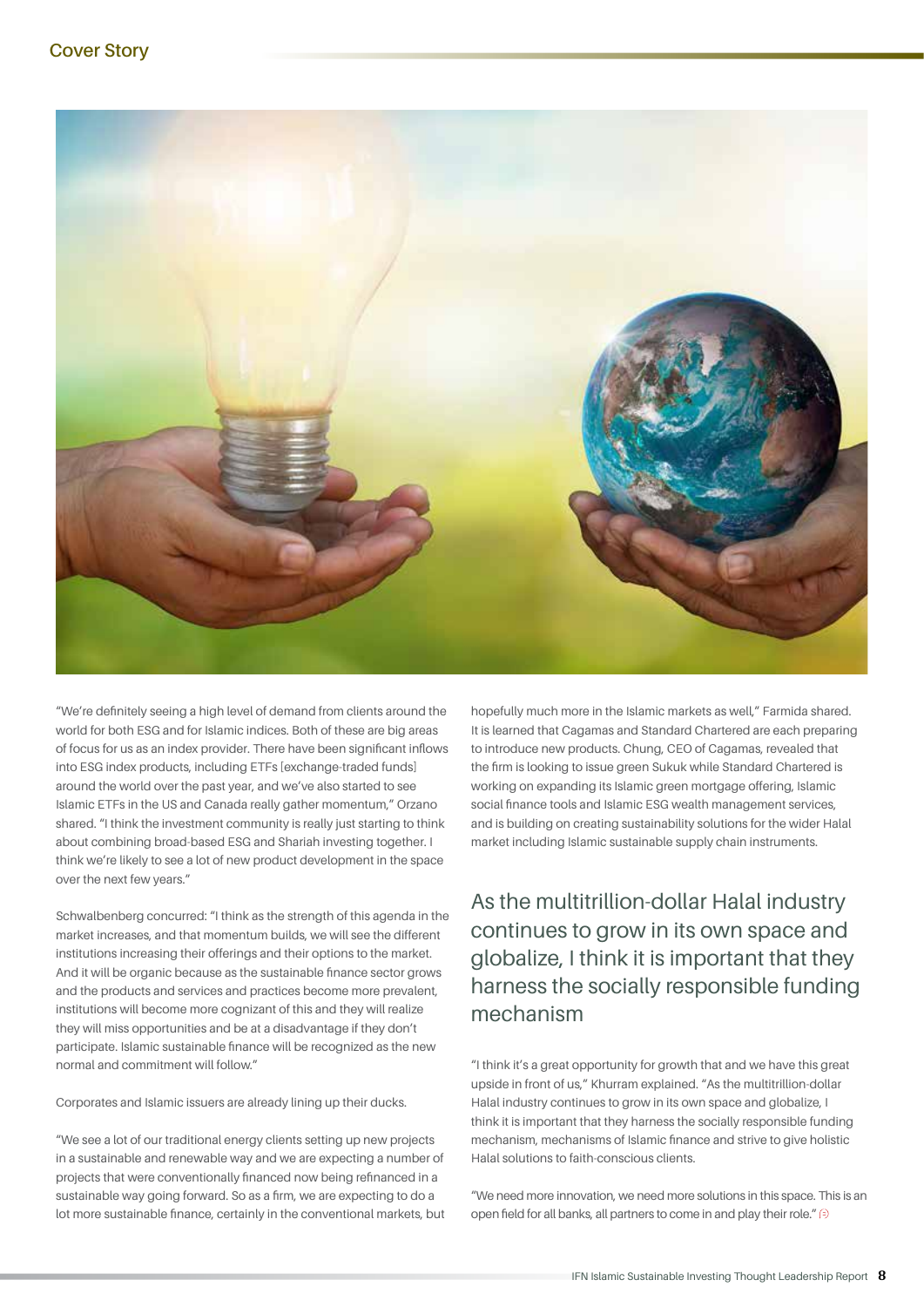"We're definitely seeing a high level of demand from clients around the world for both ESG and for Islamic indices. Both of these are big areas of focus for us as an index provider. There have been significant inflows into ESG index products, including ETFs [exchange-traded funds] around the world over the past year, and we've also started to see Islamic ETFs in the US and Canada really gather momentum," Orzano shared. "I think the investment community is really just starting to think about combining broad-based ESG and Shariah investing together. I think we're likely to see a lot of new product development in the space over the next few years."

Schwalbenberg concurred: "I think as the strength of this agenda in the market increases, and that momentum builds, we will see the different institutions increasing their offerings and their options to the market. And it will be organic because as the sustainable finance sector grows and the products and services and practices become more prevalent, institutions will become more cognizant of this and they will realize they will miss opportunities and be at a disadvantage if they don't participate. Islamic sustainable finance will be recognized as the new normal and commitment will follow."

Corporates and Islamic issuers are already lining up their ducks.

"We see a lot of our traditional energy clients setting up new projects in a sustainable and renewable way and we are expecting a number of projects that were conventionally financed now being refinanced in a sustainable way going forward. So as a firm, we are expecting to do a lot more sustainable finance, certainly in the conventional markets, but hopefully much more in the Islamic markets as well," Farmida shared. It is learned that Cagamas and Standard Chartered are each preparing to introduce new products. Chung, CEO of Cagamas, revealed that the firm is looking to issue green Sukuk while Standard Chartered is working on expanding its Islamic green mortgage offering, Islamic social finance tools and Islamic ESG wealth management services, and is building on creating sustainability solutions for the wider Halal market including Islamic sustainable supply chain instruments.

## As the multitrillion-dollar Halal industry continues to grow in its own space and globalize, I think it is important that they harness the socially responsible funding mechanism

"I think it's a great opportunity for growth that and we have this great upside in front of us," Khurram explained. "As the multitrillion-dollar Halal industry continues to grow in its own space and globalize, I think it is important that they harness the socially responsible funding mechanism, mechanisms of Islamic finance and strive to give holistic Halal solutions to faith-conscious clients.

"We need more innovation, we need more solutions in this space. This is an open field for all banks, all partners to come in and play their role."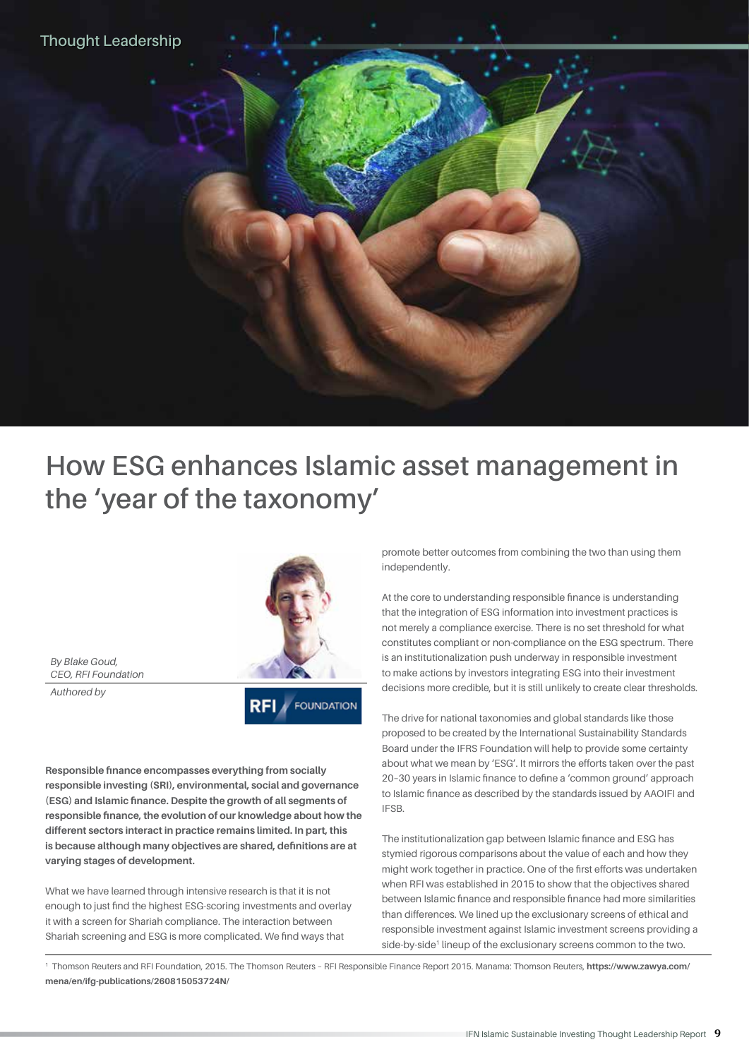Thought Leadership

# How ESG enhances Islamic asset management in the 'year of the taxonomy'

*By Blake Goud, CEO, RFI Foundation*

*Authored by*

**Responsible finance encompasses everything from socially responsible investing (SRI), environmental, social and governance (ESG) and Islamic finance. Despite the growth of all segments of responsible finance, the evolution of our knowledge about how the different sectors interact in practice remains limited. In part, this is because although many objectives are shared, definitions are at varying stages of development.**

What we have learned through intensive research is that it is not enough to just find the highest ESG-scoring investments and overlay it with a screen for Shariah compliance. The interaction between Shariah screening and ESG is more complicated. We find ways that promote better outcomes from combining the two than using them independently.

At the core to understanding responsible finance is understanding that the integration of ESG information into investment practices is not merely a compliance exercise. There is no set threshold for what constitutes compliant or non-compliance on the ESG spectrum. There is an institutionalization push underway in responsible investment to make actions by investors integrating ESG into their investment decisions more credible, but it is still unlikely to create clear thresholds.

The drive for national taxonomies and global standards like those proposed to be created by the International Sustainability Standards Board under the IFRS Foundation will help to provide some certainty about what we mean by 'ESG'. It mirrors the efforts taken over the past 20–30 years in Islamic finance to define a 'common ground' approach to Islamic finance as described by the standards issued by AAOIFI and IFSB.

The institutionalization gap between Islamic finance and ESG has stymied rigorous comparisons about the value of each and how they might work together in practice. One of the first efforts was undertaken when RFI was established in 2015 to show that the objectives shared between Islamic finance and responsible finance had more similarities than differences. We lined up the exclusionary screens of ethical and responsible investment against Islamic investment screens providing a side-by-side[1] lineup of the exclusionary screens common to the two.

[1] Thomson Reuters and RFI Foundation, 2015. The Thomson Reuters – RFI Responsible Finance Report 2015. Manama: Thomson Reuters, **https://www.zawya.com/mena/en/ifg-publications/260815053724N/**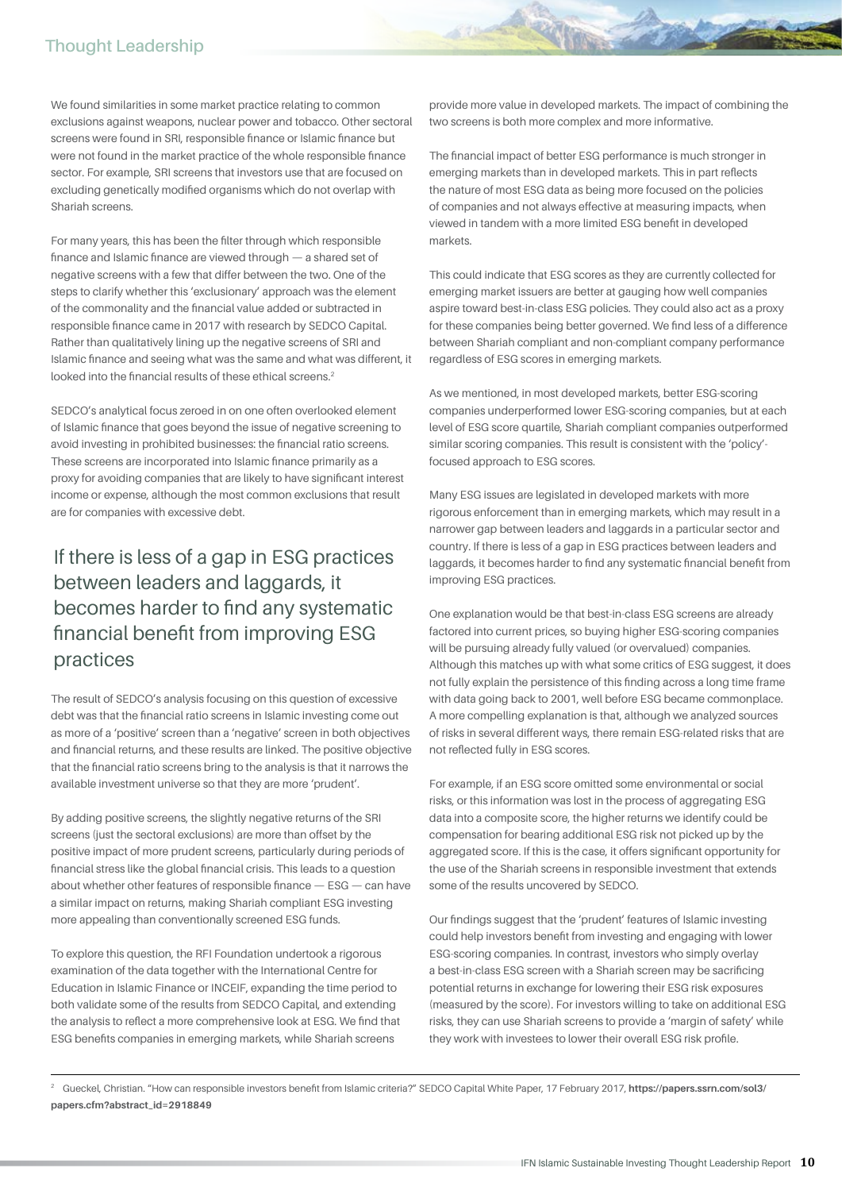We found similarities in some market practice relating to common exclusions against weapons, nuclear power and tobacco. Other sectoral screens were found in SRI, responsible finance or Islamic finance but were not found in the market practice of the whole responsible finance sector. For example, SRI screens that investors use that are focused on excluding genetically modified organisms which do not overlap with Shariah screens.

For many years, this has been the filter through which responsible finance and Islamic finance are viewed through — a shared set of negative screens with a few that differ between the two. One of the steps to clarify whether this 'exclusionary' approach was the element of the commonality and the financial value added or subtracted in responsible finance came in 2017 with research by SEDCO Capital. Rather than qualitatively lining up the negative screens of SRI and Islamic finance and seeing what was the same and what was different, it looked into the financial results of these ethical screens.[2]

SEDCO's analytical focus zeroed in on one often overlooked element of Islamic finance that goes beyond the issue of negative screening to avoid investing in prohibited businesses: the financial ratio screens. These screens are incorporated into Islamic finance primarily as a proxy for avoiding companies that are likely to have significant interest income or expense, although the most common exclusions that result are for companies with excessive debt.

> If there is less of a gap in ESG practices between leaders and laggards, it becomes harder to find any systematic financial benefit from improving ESG practices

The result of SEDCO's analysis focusing on this question of excessive debt was that the financial ratio screens in Islamic investing come out as more of a 'positive' screen than a 'negative' screen in both objectives and financial returns, and these results are linked. The positive objective that the financial ratio screens bring to the analysis is that it narrows the available investment universe so that they are more 'prudent'.

By adding positive screens, the slightly negative returns of the SRI screens (just the sectoral exclusions) are more than offset by the positive impact of more prudent screens, particularly during periods of financial stress like the global financial crisis. This leads to a question about whether other features of responsible finance — ESG — can have a similar impact on returns, making Shariah compliant ESG investing more appealing than conventionally screened ESG funds.

To explore this question, the RFI Foundation undertook a rigorous examination of the data together with the International Centre for Education in Islamic Finance or INCEIF, expanding the time period to both validate some of the results from SEDCO Capital, and extending the analysis to reflect a more comprehensive look at ESG. We find that ESG benefits companies in emerging markets, while Shariah screens provide more value in developed markets. The impact of combining the two screens is both more complex and more informative.

The financial impact of better ESG performance is much stronger in emerging markets than in developed markets. This in part reflects the nature of most ESG data as being more focused on the policies of companies and not always effective at measuring impacts, when viewed in tandem with a more limited ESG benefit in developed markets.

This could indicate that ESG scores as they are currently collected for emerging market issuers are better at gauging how well companies aspire toward best-in-class ESG policies. They could also act as a proxy for these companies being better governed. We find less of a difference between Shariah compliant and non-compliant company performance regardless of ESG scores in emerging markets.

As we mentioned, in most developed markets, better ESG-scoring companies underperformed lower ESG-scoring companies, but at each level of ESG score quartile, Shariah compliant companies outperformed similar scoring companies. This result is consistent with the 'policy'-focused approach to ESG scores.

Many ESG issues are legislated in developed markets with more rigorous enforcement than in emerging markets, which may result in a narrower gap between leaders and laggards in a particular sector and country. If there is less of a gap in ESG practices between leaders and laggards, it becomes harder to find any systematic financial benefit from improving ESG practices.

One explanation would be that best-in-class ESG screens are already factored into current prices, so buying higher ESG-scoring companies will be pursuing already fully valued (or overvalued) companies. Although this matches up with what some critics of ESG suggest, it does not fully explain the persistence of this finding across a long time frame with data going back to 2001, well before ESG became commonplace. A more compelling explanation is that, although we analyzed sources of risks in several different ways, there remain ESG-related risks that are not reflected fully in ESG scores.

For example, if an ESG score omitted some environmental or social risks, or this information was lost in the process of aggregating ESG data into a composite score, the higher returns we identify could be compensation for bearing additional ESG risk not picked up by the aggregated score. If this is the case, it offers significant opportunity for the use of the Shariah screens in responsible investment that extends some of the results uncovered by SEDCO.

Our findings suggest that the 'prudent' features of Islamic investing could help investors benefit from investing and engaging with lower ESG-scoring companies. In contrast, investors who simply overlay a best-in-class ESG screen with a Shariah screen may be sacrificing potential returns in exchange for lowering their ESG risk exposures (measured by the score). For investors willing to take on additional ESG risks, they can use Shariah screens to provide a 'margin of safety' while they work with investees to lower their overall ESG risk profile.

---

[2] Gueckel, Christian. "How can responsible investors benefit from Islamic criteria?" SEDCO Capital White Paper, 17 February 2017, **https://papers.ssrn.com/sol3/papers.cfm?abstract_id=2918849**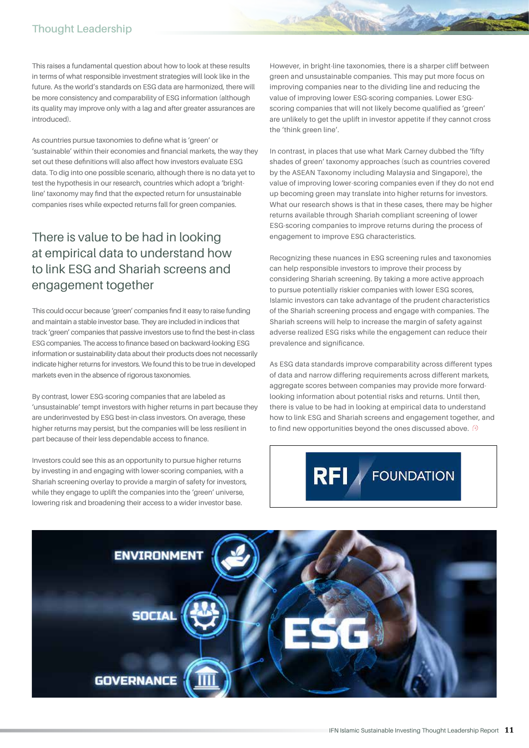This raises a fundamental question about how to look at these results in terms of what responsible investment strategies will look like in the future. As the world's standards on ESG data are harmonized, there will be more consistency and comparability of ESG information (although its quality may improve only with a lag and after greater assurances are introduced).

As countries pursue taxonomies to define what is 'green' or 'sustainable' within their economies and financial markets, the way they set out these definitions will also affect how investors evaluate ESG data. To dig into one possible scenario, although there is no data yet to test the hypothesis in our research, countries which adopt a 'bright-line' taxonomy may find that the expected return for unsustainable companies rises while expected returns fall for green companies.

## There is value to be had in looking at empirical data to understand how to link ESG and Shariah screens and engagement together

This could occur because 'green' companies find it easy to raise funding and maintain a stable investor base. They are included in indices that track 'green' companies that passive investors use to find the best-in-class ESG companies. The access to finance based on backward-looking ESG information or sustainability data about their products does not necessarily indicate higher returns for investors. We found this to be true in developed markets even in the absence of rigorous taxonomies.

By contrast, lower ESG-scoring companies that are labeled as 'unsustainable' tempt investors with higher returns in part because they are underinvested by ESG best-in-class investors. On average, these higher returns may persist, but the companies will be less resilient in part because of their less dependable access to finance.

Investors could see this as an opportunity to pursue higher returns by investing in and engaging with lower-scoring companies, with a Shariah screening overlay to provide a margin of safety for investors, while they engage to uplift the companies into the 'green' universe, lowering risk and broadening their access to a wider investor base.

However, in bright-line taxonomies, there is a sharper cliff between green and unsustainable companies. This may put more focus on improving companies near to the dividing line and reducing the value of improving lower ESG-scoring companies. Lower ESG-scoring companies that will not likely become qualified as 'green' are unlikely to get the uplift in investor appetite if they cannot cross the 'think green line'.

In contrast, in places that use what Mark Carney dubbed the 'fifty shades of green' taxonomy approaches (such as countries covered by the ASEAN Taxonomy including Malaysia and Singapore), the value of improving lower-scoring companies even if they do not end up becoming green may translate into higher returns for investors. What our research shows is that in these cases, there may be higher returns available through Shariah compliant screening of lower ESG-scoring companies to improve returns during the process of engagement to improve ESG characteristics.

Recognizing these nuances in ESG screening rules and taxonomies can help responsible investors to improve their process by considering Shariah screening. By taking a more active approach to pursue potentially riskier companies with lower ESG scores, Islamic investors can take advantage of the prudent characteristics of the Shariah screening process and engage with companies. The Shariah screens will help to increase the margin of safety against adverse realized ESG risks while the engagement can reduce their prevalence and significance.

As ESG data standards improve comparability across different types of data and narrow differing requirements across different markets, aggregate scores between companies may provide more forward-looking information about potential risks and returns. Until then, there is value to be had in looking at empirical data to understand how to link ESG and Shariah screens and engagement together, and to find new opportunities beyond the ones discussed above.

RFI FOUNDATION